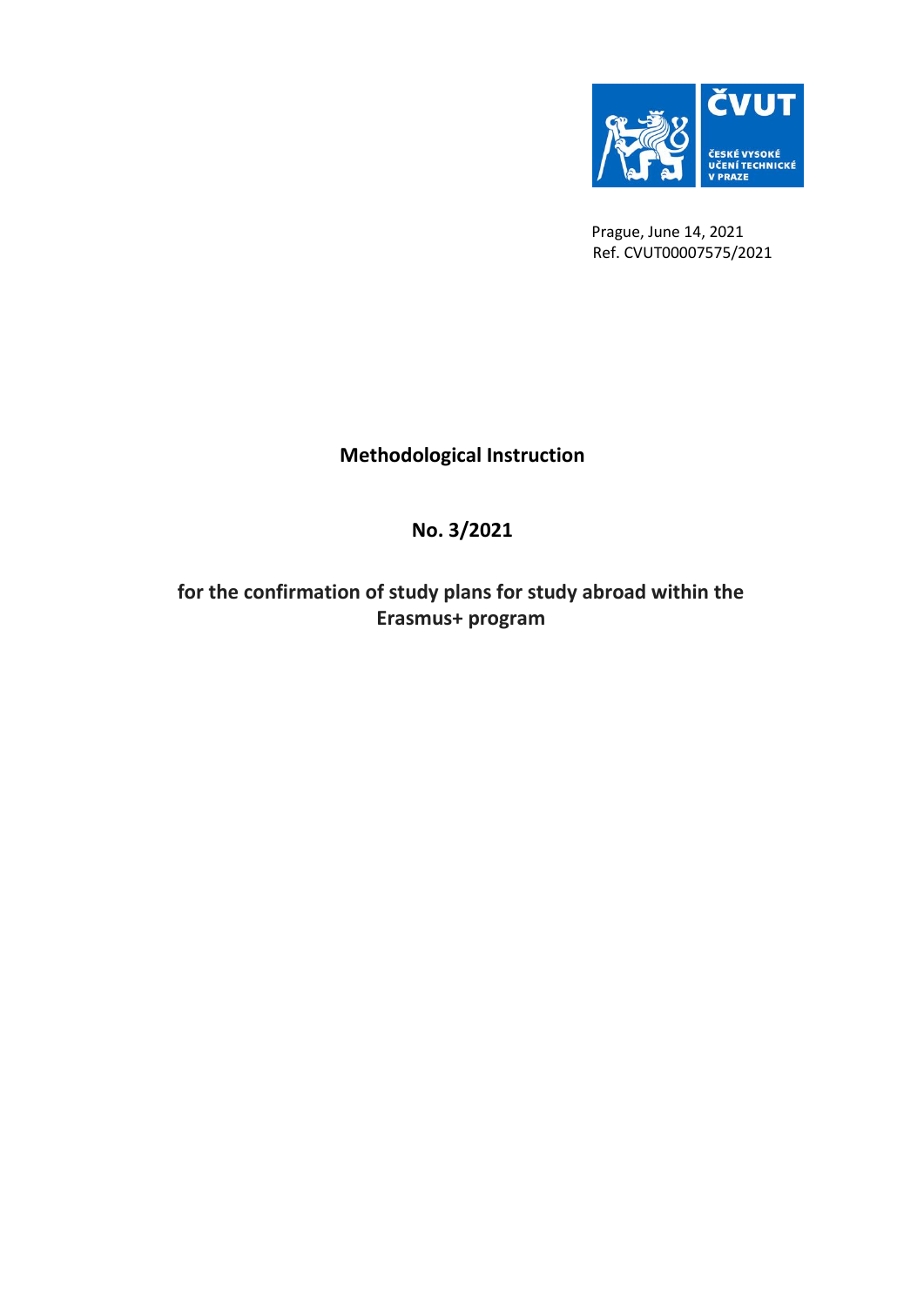ČVUT
ČESKÉ VYSOKÉ UČENÍ TECHNICKÉ V PRAZE

Prague, June 14, 2021
Ref. CVUT00007575/2021

# Methodological Instruction

## No. 3/2021

## for the confirmation of study plans for study abroad within the Erasmus+ program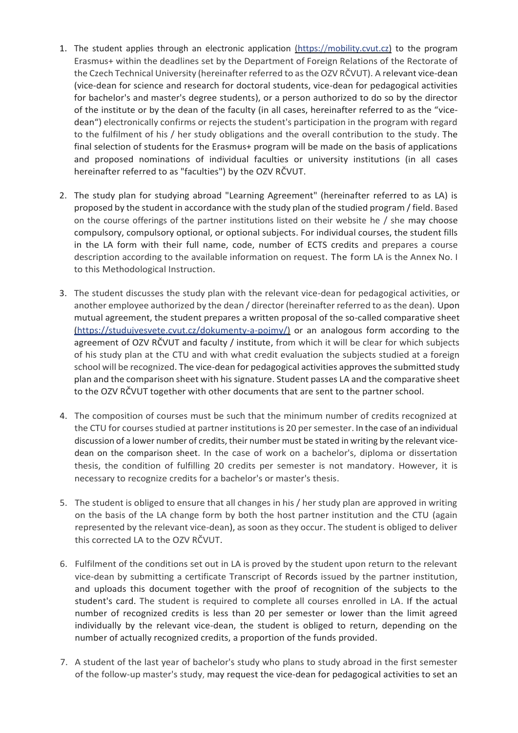1. The student applies through an electronic application (https://mobility.cvut.cz) to the program Erasmus+ within the deadlines set by the Department of Foreign Relations of the Rectorate of the Czech Technical University (hereinafter referred to as the OZV RČVUT). A relevant vice-dean (vice-dean for science and research for doctoral students, vice-dean for pedagogical activities for bachelor's and master's degree students), or a person authorized to do so by the director of the institute or by the dean of the faculty (in all cases, hereinafter referred to as the "vice-dean") electronically confirms or rejects the student's participation in the program with regard to the fulfilment of his / her study obligations and the overall contribution to the study. The final selection of students for the Erasmus+ program will be made on the basis of applications and proposed nominations of individual faculties or university institutions (in all cases hereinafter referred to as "faculties") by the OZV RČVUT.

2. The study plan for studying abroad "Learning Agreement" (hereinafter referred to as LA) is proposed by the student in accordance with the study plan of the studied program / field. Based on the course offerings of the partner institutions listed on their website he / she may choose compulsory, compulsory optional, or optional subjects. For individual courses, the student fills in the LA form with their full name, code, number of ECTS credits and prepares a course description according to the available information on request. The form LA is the Annex No. I to this Methodological Instruction.

3. The student discusses the study plan with the relevant vice-dean for pedagogical activities, or another employee authorized by the dean / director (hereinafter referred to as the dean). Upon mutual agreement, the student prepares a written proposal of the so-called comparative sheet (https://studujvesvete.cvut.cz/dokumenty-a-pojmy/) or an analogous form according to the agreement of OZV RČVUT and faculty / institute, from which it will be clear for which subjects of his study plan at the CTU and with what credit evaluation the subjects studied at a foreign school will be recognized. The vice-dean for pedagogical activities approves the submitted study plan and the comparison sheet with his signature. Student passes LA and the comparative sheet to the OZV RČVUT together with other documents that are sent to the partner school.

4. The composition of courses must be such that the minimum number of credits recognized at the CTU for courses studied at partner institutions is 20 per semester. In the case of an individual discussion of a lower number of credits, their number must be stated in writing by the relevant vice-dean on the comparison sheet. In the case of work on a bachelor's, diploma or dissertation thesis, the condition of fulfilling 20 credits per semester is not mandatory. However, it is necessary to recognize credits for a bachelor's or master's thesis.

5. The student is obliged to ensure that all changes in his / her study plan are approved in writing on the basis of the LA change form by both the host partner institution and the CTU (again represented by the relevant vice-dean), as soon as they occur. The student is obliged to deliver this corrected LA to the OZV RČVUT.

6. Fulfilment of the conditions set out in LA is proved by the student upon return to the relevant vice-dean by submitting a certificate Transcript of Records issued by the partner institution, and uploads this document together with the proof of recognition of the subjects to the student's card. The student is required to complete all courses enrolled in LA. If the actual number of recognized credits is less than 20 per semester or lower than the limit agreed individually by the relevant vice-dean, the student is obliged to return, depending on the number of actually recognized credits, a proportion of the funds provided.

7. A student of the last year of bachelor's study who plans to study abroad in the first semester of the follow-up master's study, may request the vice-dean for pedagogical activities to set an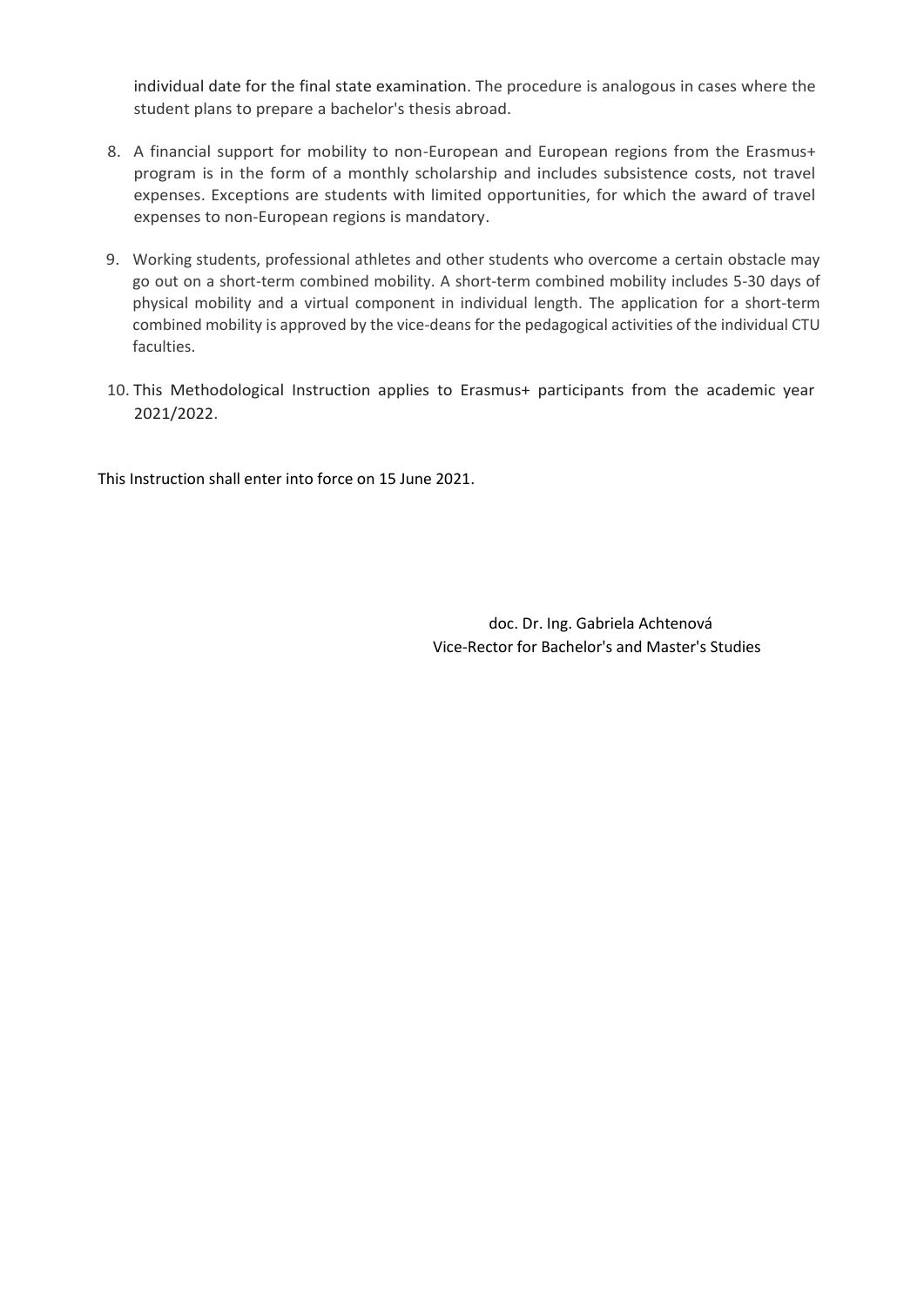individual date for the final state examination. The procedure is analogous in cases where the student plans to prepare a bachelor's thesis abroad.

8. A financial support for mobility to non-European and European regions from the Erasmus+ program is in the form of a monthly scholarship and includes subsistence costs, not travel expenses. Exceptions are students with limited opportunities, for which the award of travel expenses to non-European regions is mandatory.

9. Working students, professional athletes and other students who overcome a certain obstacle may go out on a short-term combined mobility. A short-term combined mobility includes 5-30 days of physical mobility and a virtual component in individual length. The application for a short-term combined mobility is approved by the vice-deans for the pedagogical activities of the individual CTU faculties.

10. This Methodological Instruction applies to Erasmus+ participants from the academic year 2021/2022.

This Instruction shall enter into force on 15 June 2021.

doc. Dr. Ing. Gabriela Achtenová
Vice-Rector for Bachelor's and Master's Studies